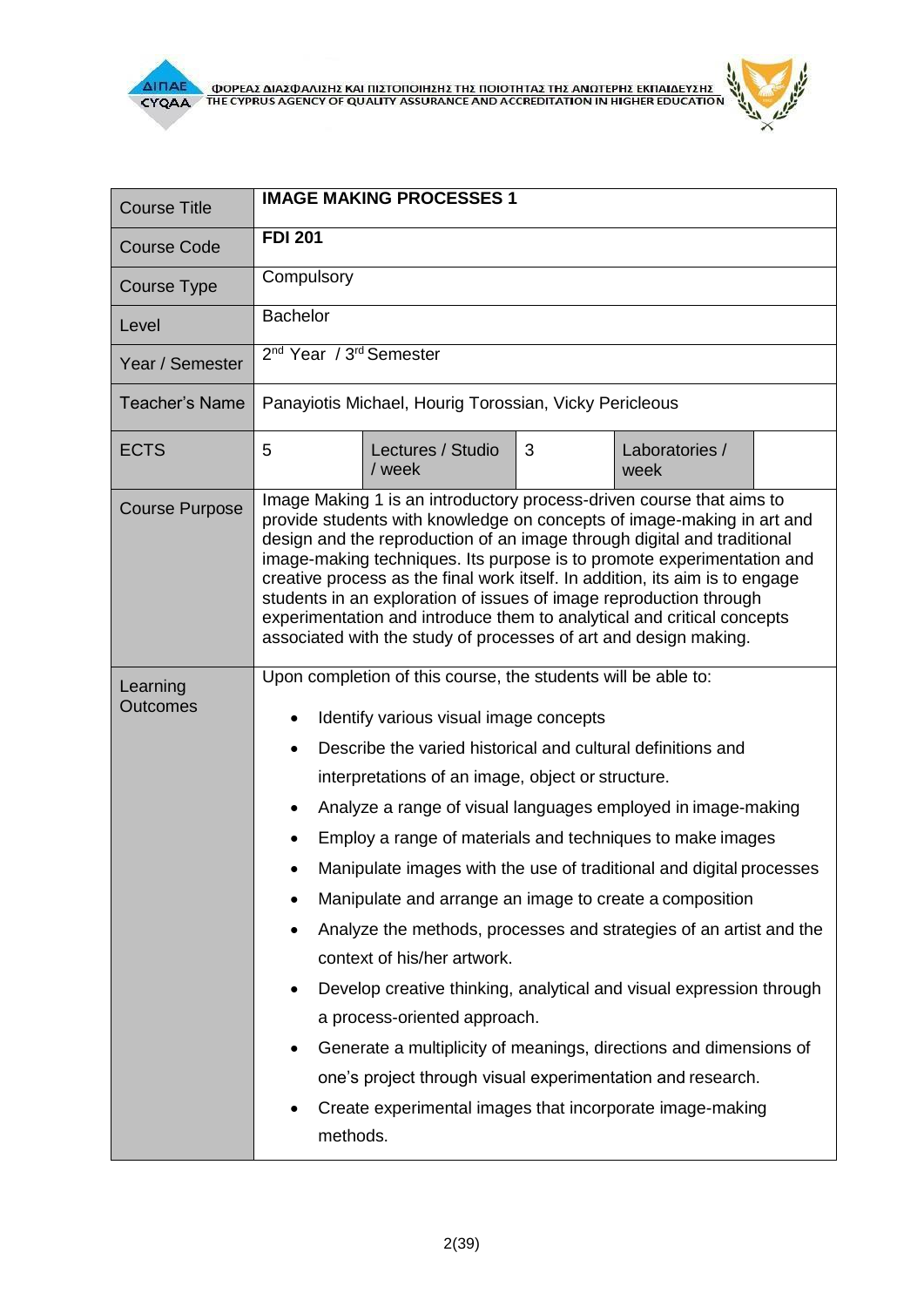| Course Title | **IMAGE MAKING PROCESSES 1** | | | | |
|---|---|---|---|---|---|
| Course Code | **FDI 201** | | | | |
| Course Type | Compulsory | | | | |
| Level | Bachelor | | | | |
| Year / Semester | 2nd Year / 3rd Semester | | | | |
| Teacher's Name | Panayiotis Michael, Hourig Torossian, Vicky Pericleous | | | | |
| ECTS | 5 | Lectures / Studio / week | 3 | Laboratories / week | |
| Course Purpose | Image Making 1 is an introductory process-driven course that aims to provide students with knowledge on concepts of image-making in art and design and the reproduction of an image through digital and traditional image-making techniques. Its purpose is to promote experimentation and creative process as the final work itself. In addition, its aim is to engage students in an exploration of issues of image reproduction through experimentation and introduce them to analytical and critical concepts associated with the study of processes of art and design making. | | | | |
| Learning Outcomes | Upon completion of this course, the students will be able to:<br>• Identify various visual image concepts<br>• Describe the varied historical and cultural definitions and interpretations of an image, object or structure.<br>• Analyze a range of visual languages employed in image-making<br>• Employ a range of materials and techniques to make images<br>• Manipulate images with the use of traditional and digital processes<br>• Manipulate and arrange an image to create a composition<br>• Analyze the methods, processes and strategies of an artist and the context of his/her artwork.<br>• Develop creative thinking, analytical and visual expression through a process-oriented approach.<br>• Generate a multiplicity of meanings, directions and dimensions of one's project through visual experimentation and research.<br>• Create experimental images that incorporate image-making methods. | | | | |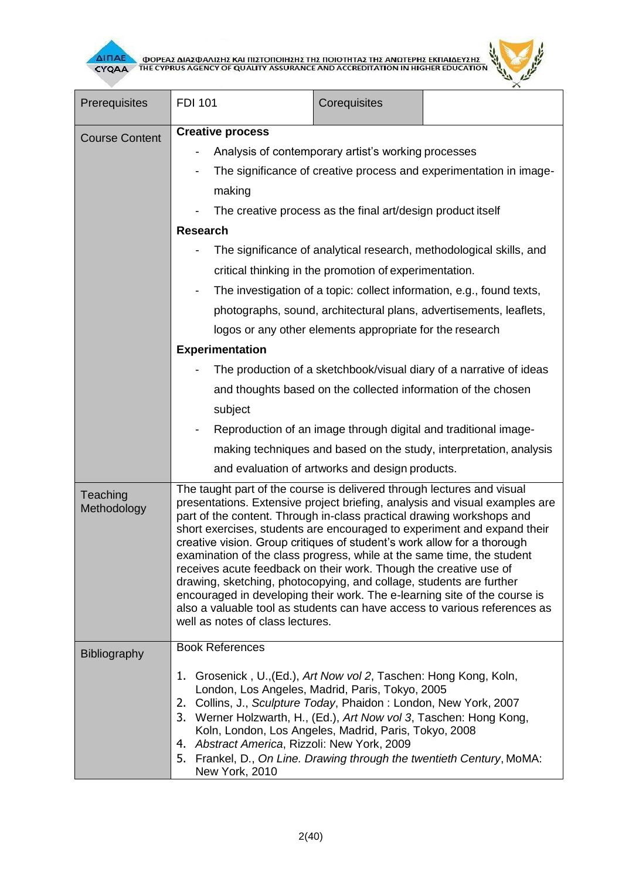| Prerequisites | FDI 101 | Corequisites | |
|---|---|---|---|
| Course Content | **Creative process**<br>- Analysis of contemporary artist's working processes<br>- The significance of creative process and experimentation in image-making<br>- The creative process as the final art/design product itself<br>**Research**<br>- The significance of analytical research, methodological skills, and critical thinking in the promotion of experimentation.<br>- The investigation of a topic: collect information, e.g., found texts, photographs, sound, architectural plans, advertisements, leaflets, logos or any other elements appropriate for the research<br>**Experimentation**<br>- The production of a sketchbook/visual diary of a narrative of ideas and thoughts based on the collected information of the chosen subject<br>- Reproduction of an image through digital and traditional image-making techniques and based on the study, interpretation, analysis and evaluation of artworks and design products. | | |
| Teaching Methodology | The taught part of the course is delivered through lectures and visual presentations. Extensive project briefing, analysis and visual examples are part of the content. Through in-class practical drawing workshops and short exercises, students are encouraged to experiment and expand their creative vision. Group critiques of student's work allow for a thorough examination of the class progress, while at the same time, the student receives acute feedback on their work. Though the creative use of drawing, sketching, photocopying, and collage, students are further encouraged in developing their work. The e-learning site of the course is also a valuable tool as students can have access to various references as well as notes of class lectures. | | |
| Bibliography | Book References<br>1. Grosenick , U.,(Ed.), *Art Now vol 2*, Taschen: Hong Kong, Koln, London, Los Angeles, Madrid, Paris, Tokyo, 2005<br>2. Collins, J., *Sculpture Today*, Phaidon : London, New York, 2007<br>3. Werner Holzwarth, H., (Ed.), *Art Now vol 3*, Taschen: Hong Kong, Koln, London, Los Angeles, Madrid, Paris, Tokyo, 2008<br>4. *Abstract America*, Rizzoli: New York, 2009<br>5. Frankel, D., *On Line. Drawing through the twentieth Century*, MoMA: New York, 2010 | | |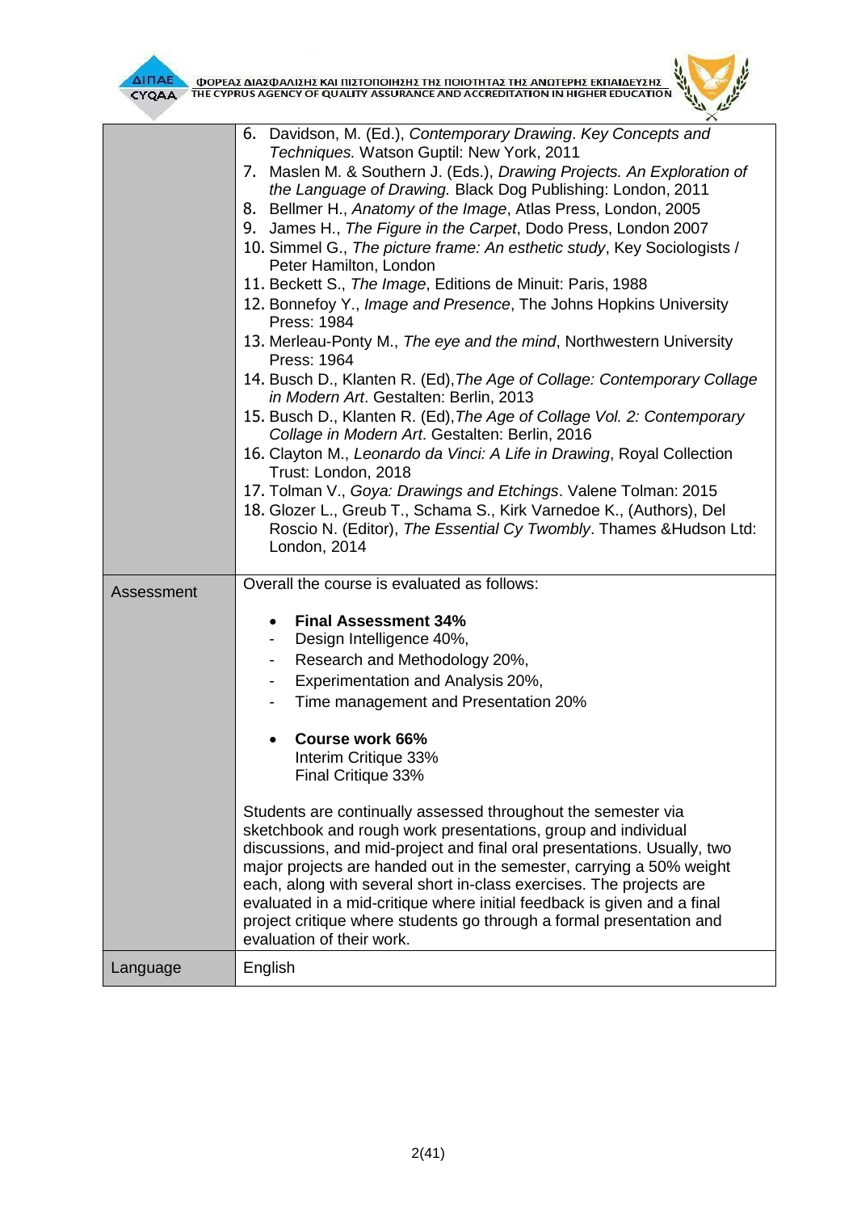| | |
|---|---|
| | 6. Davidson, M. (Ed.), *Contemporary Drawing. Key Concepts and Techniques.* Watson Guptil: New York, 2011<br>7. Maslen M. & Southern J. (Eds.), *Drawing Projects. An Exploration of the Language of Drawing.* Black Dog Publishing: London, 2011<br>8. Bellmer H., *Anatomy of the Image*, Atlas Press, London, 2005<br>9. James H., *The Figure in the Carpet*, Dodo Press, London 2007<br>10. Simmel G., *The picture frame: An esthetic study*, Key Sociologists / Peter Hamilton, London<br>11. Beckett S., *The Image*, Editions de Minuit: Paris, 1988<br>12. Bonnefoy Y., *Image and Presence*, The Johns Hopkins University Press: 1984<br>13. Merleau-Ponty M., *The eye and the mind*, Northwestern University Press: 1964<br>14. Busch D., Klanten R. (Ed), *The Age of Collage: Contemporary Collage in Modern Art*. Gestalten: Berlin, 2013<br>15. Busch D., Klanten R. (Ed), *The Age of Collage Vol. 2: Contemporary Collage in Modern Art*. Gestalten: Berlin, 2016<br>16. Clayton M., *Leonardo da Vinci: A Life in Drawing*, Royal Collection Trust: London, 2018<br>17. Tolman V., *Goya: Drawings and Etchings*. Valene Tolman: 2015<br>18. Glozer L., Greub T., Schama S., Kirk Varnedoe K., (Authors), Del Roscio N. (Editor), *The Essential Cy Twombly*. Thames &Hudson Ltd: London, 2014 |
| Assessment | Overall the course is evaluated as follows:<br><br>• **Final Assessment 34%**<br>- Design Intelligence 40%,<br>- Research and Methodology 20%,<br>- Experimentation and Analysis 20%,<br>- Time management and Presentation 20%<br><br>• **Course work 66%**<br>Interim Critique 33%<br>Final Critique 33%<br><br>Students are continually assessed throughout the semester via sketchbook and rough work presentations, group and individual discussions, and mid-project and final oral presentations. Usually, two major projects are handed out in the semester, carrying a 50% weight each, along with several short in-class exercises. The projects are evaluated in a mid-critique where initial feedback is given and a final project critique where students go through a formal presentation and evaluation of their work. |
| Language | English |